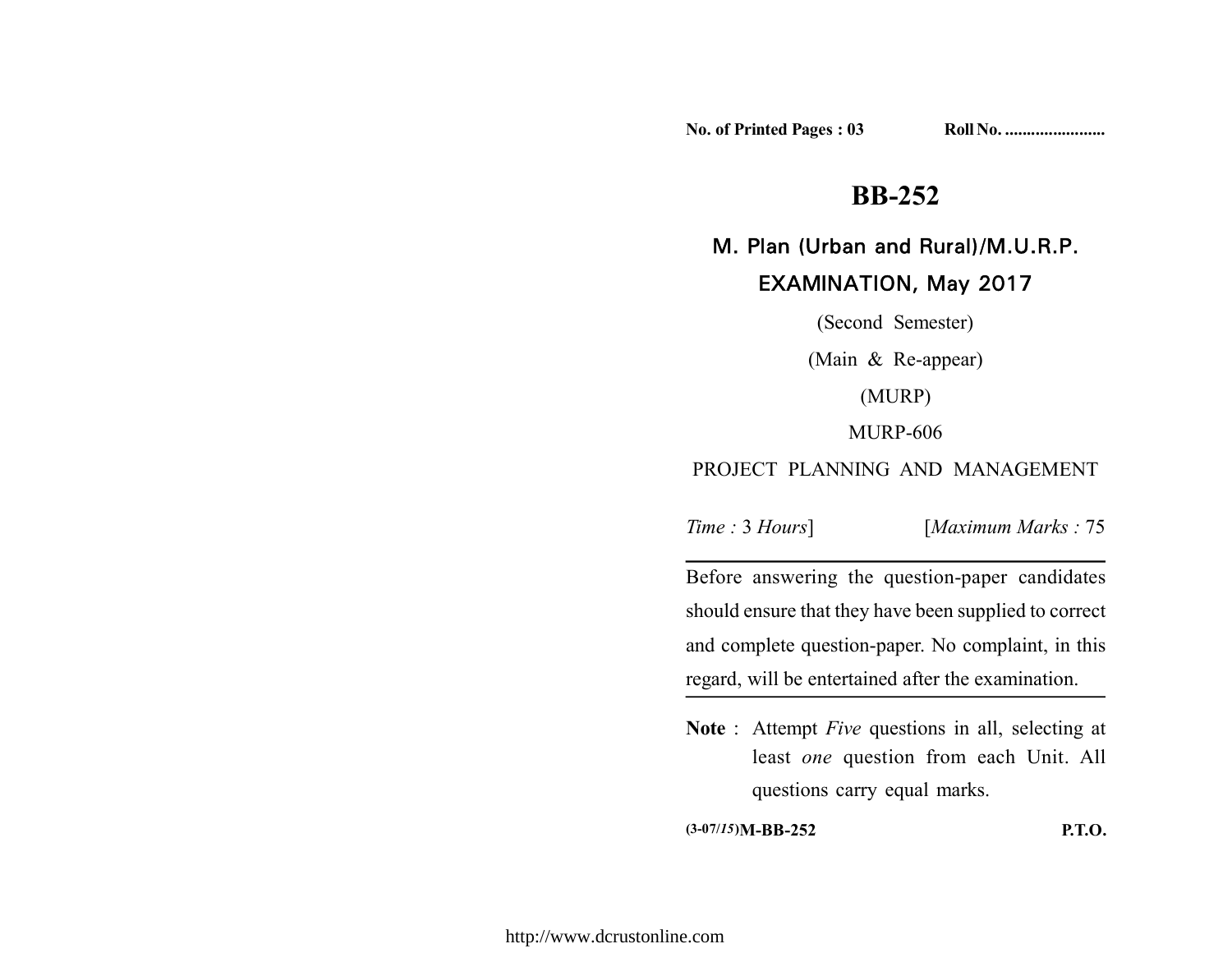No. of Printed Pages : 03 Roll No. .......................

# BB-252

## M. Plan (Urban and Rural)/M.U.R.P. EXAMINATION, May 2017

(Second Semester)

(Main & Re-appear)

(MURP)

MURP-606

PROJECT PLANNING AND MANAGEMENT

*Time :* 3 *Hours*] [*Maximum Marks :* 75

Before answering the question-paper candidates should ensure that they have been supplied to correct and complete question-paper. No complaint, in this regard, will be entertained after the examination.

**Note** : Attempt *Five* questions in all, selecting at least *one* question from each Unit. All questions carry equal marks.

(3-07/15)M-BB-252 P.T.O.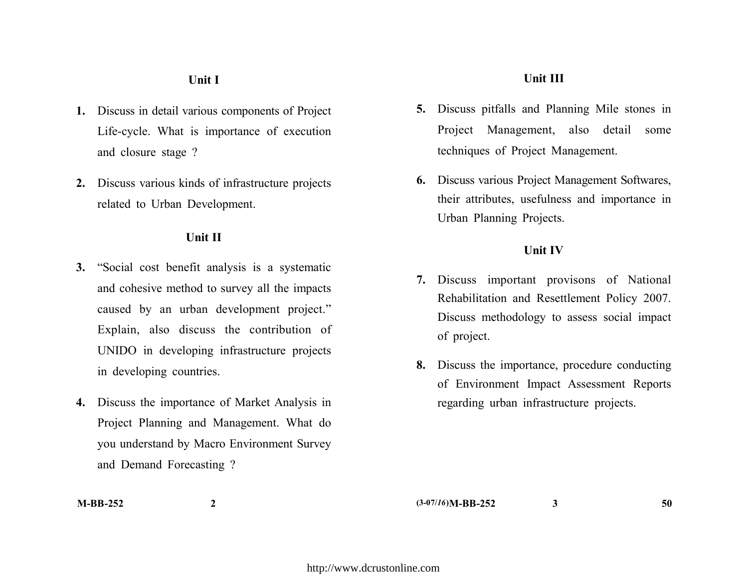## Unit I

**1.** Discuss in detail various components of Project Life-cycle. What is importance of execution and closure stage ?

**2.** Discuss various kinds of infrastructure projects related to Urban Development.

## Unit II

**3.** "Social cost benefit analysis is a systematic and cohesive method to survey all the impacts caused by an urban development project." Explain, also discuss the contribution of UNIDO in developing infrastructure projects in developing countries.

**4.** Discuss the importance of Market Analysis in Project Planning and Management. What do you understand by Macro Environment Survey and Demand Forecasting ?

## Unit III

**5.** Discuss pitfalls and Planning Mile stones in Project Management, also detail some techniques of Project Management.

**6.** Discuss various Project Management Softwares, their attributes, usefulness and importance in Urban Planning Projects.

## Unit IV

**7.** Discuss important provisons of National Rehabilitation and Resettlement Policy 2007. Discuss methodology to assess social impact of project.

**8.** Discuss the importance, procedure conducting of Environment Impact Assessment Reports regarding urban infrastructure projects.